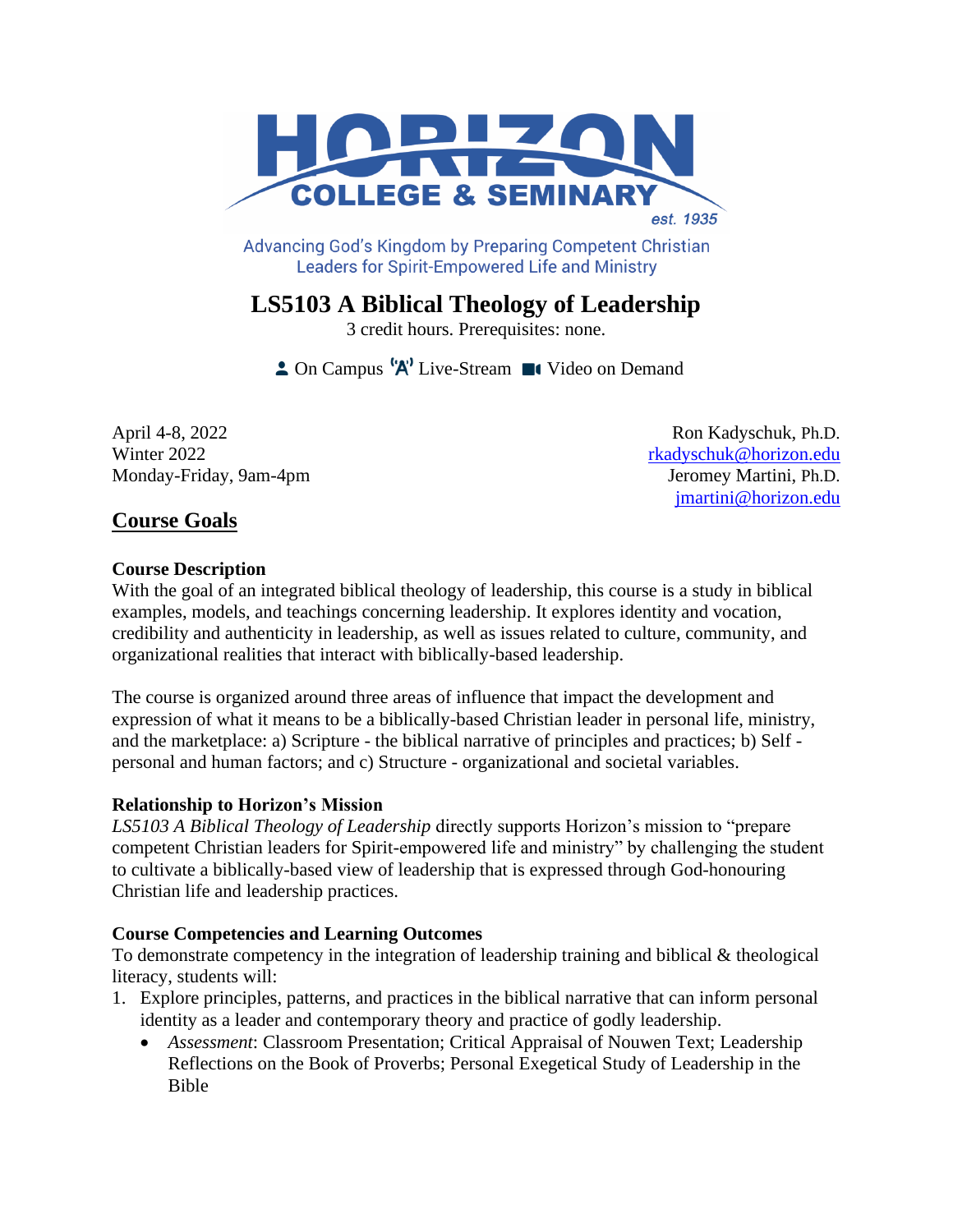HORIZON COLLEGE & SEMINARY est. 1935

Advancing God's Kingdom by Preparing Competent Christian Leaders for Spirit-Empowered Life and Ministry

# LS5103 A Biblical Theology of Leadership

3 credit hours. Prerequisites: none.

On Campus 'A' Live-Stream Video on Demand

April 4-8, 2022
Winter 2022
Monday-Friday, 9am-4pm

Ron Kadyschuk, Ph.D.
rkadyschuk@horizon.edu
Jeromey Martini, Ph.D.
jmartini@horizon.edu

## Course Goals

### Course Description

With the goal of an integrated biblical theology of leadership, this course is a study in biblical examples, models, and teachings concerning leadership. It explores identity and vocation, credibility and authenticity in leadership, as well as issues related to culture, community, and organizational realities that interact with biblically-based leadership.

The course is organized around three areas of influence that impact the development and expression of what it means to be a biblically-based Christian leader in personal life, ministry, and the marketplace: a) Scripture - the biblical narrative of principles and practices; b) Self - personal and human factors; and c) Structure - organizational and societal variables.

### Relationship to Horizon's Mission

*LS5103 A Biblical Theology of Leadership* directly supports Horizon's mission to "prepare competent Christian leaders for Spirit-empowered life and ministry" by challenging the student to cultivate a biblically-based view of leadership that is expressed through God-honouring Christian life and leadership practices.

### Course Competencies and Learning Outcomes

To demonstrate competency in the integration of leadership training and biblical & theological literacy, students will:

1. Explore principles, patterns, and practices in the biblical narrative that can inform personal identity as a leader and contemporary theory and practice of godly leadership.
   - *Assessment*: Classroom Presentation; Critical Appraisal of Nouwen Text; Leadership Reflections on the Book of Proverbs; Personal Exegetical Study of Leadership in the Bible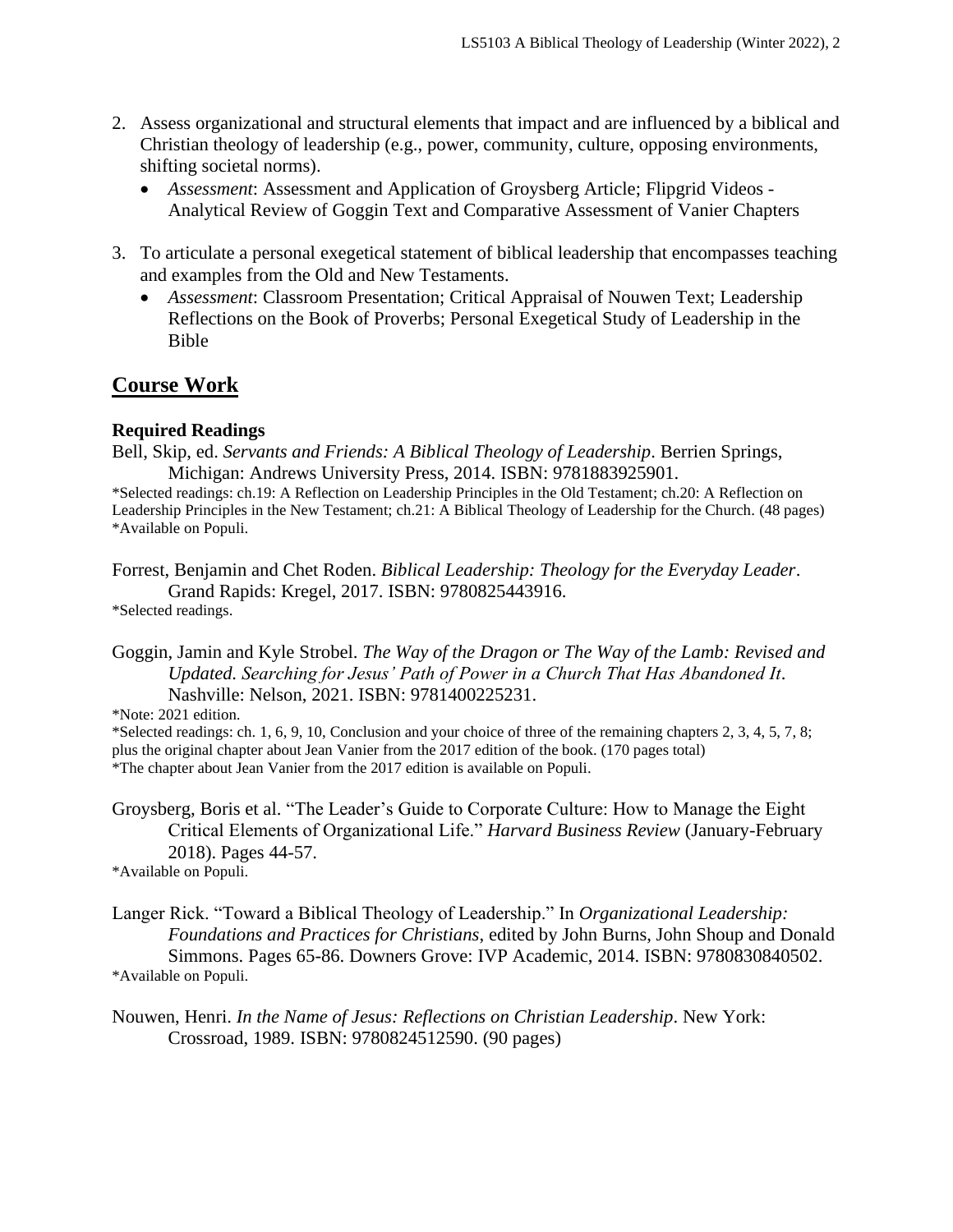2. Assess organizational and structural elements that impact and are influenced by a biblical and Christian theology of leadership (e.g., power, community, culture, opposing environments, shifting societal norms).
    - *Assessment*: Assessment and Application of Groysberg Article; Flipgrid Videos - Analytical Review of Goggin Text and Comparative Assessment of Vanier Chapters

3. To articulate a personal exegetical statement of biblical leadership that encompasses teaching and examples from the Old and New Testaments.
    - *Assessment*: Classroom Presentation; Critical Appraisal of Nouwen Text; Leadership Reflections on the Book of Proverbs; Personal Exegetical Study of Leadership in the Bible

## Course Work

### Required Readings

Bell, Skip, ed. *Servants and Friends: A Biblical Theology of Leadership*. Berrien Springs, Michigan: Andrews University Press, 2014. ISBN: 9781883925901.
*Selected readings: ch.19: A Reflection on Leadership Principles in the Old Testament; ch.20: A Reflection on Leadership Principles in the New Testament; ch.21: A Biblical Theology of Leadership for the Church. (48 pages)
*Available on Populi.

Forrest, Benjamin and Chet Roden. *Biblical Leadership: Theology for the Everyday Leader*. Grand Rapids: Kregel, 2017. ISBN: 9780825443916.
*Selected readings.

Goggin, Jamin and Kyle Strobel. *The Way of the Dragon or The Way of the Lamb: Revised and Updated. Searching for Jesus' Path of Power in a Church That Has Abandoned It*. Nashville: Nelson, 2021. ISBN: 9781400225231.
*Note: 2021 edition.
*Selected readings: ch. 1, 6, 9, 10, Conclusion and your choice of three of the remaining chapters 2, 3, 4, 5, 7, 8; plus the original chapter about Jean Vanier from the 2017 edition of the book. (170 pages total)
*The chapter about Jean Vanier from the 2017 edition is available on Populi.

Groysberg, Boris et al. "The Leader's Guide to Corporate Culture: How to Manage the Eight Critical Elements of Organizational Life." *Harvard Business Review* (January-February 2018). Pages 44-57.
*Available on Populi.

Langer Rick. "Toward a Biblical Theology of Leadership." In *Organizational Leadership: Foundations and Practices for Christians*, edited by John Burns, John Shoup and Donald Simmons. Pages 65-86. Downers Grove: IVP Academic, 2014. ISBN: 9780830840502.
*Available on Populi.

Nouwen, Henri. *In the Name of Jesus: Reflections on Christian Leadership*. New York: Crossroad, 1989. ISBN: 9780824512590. (90 pages)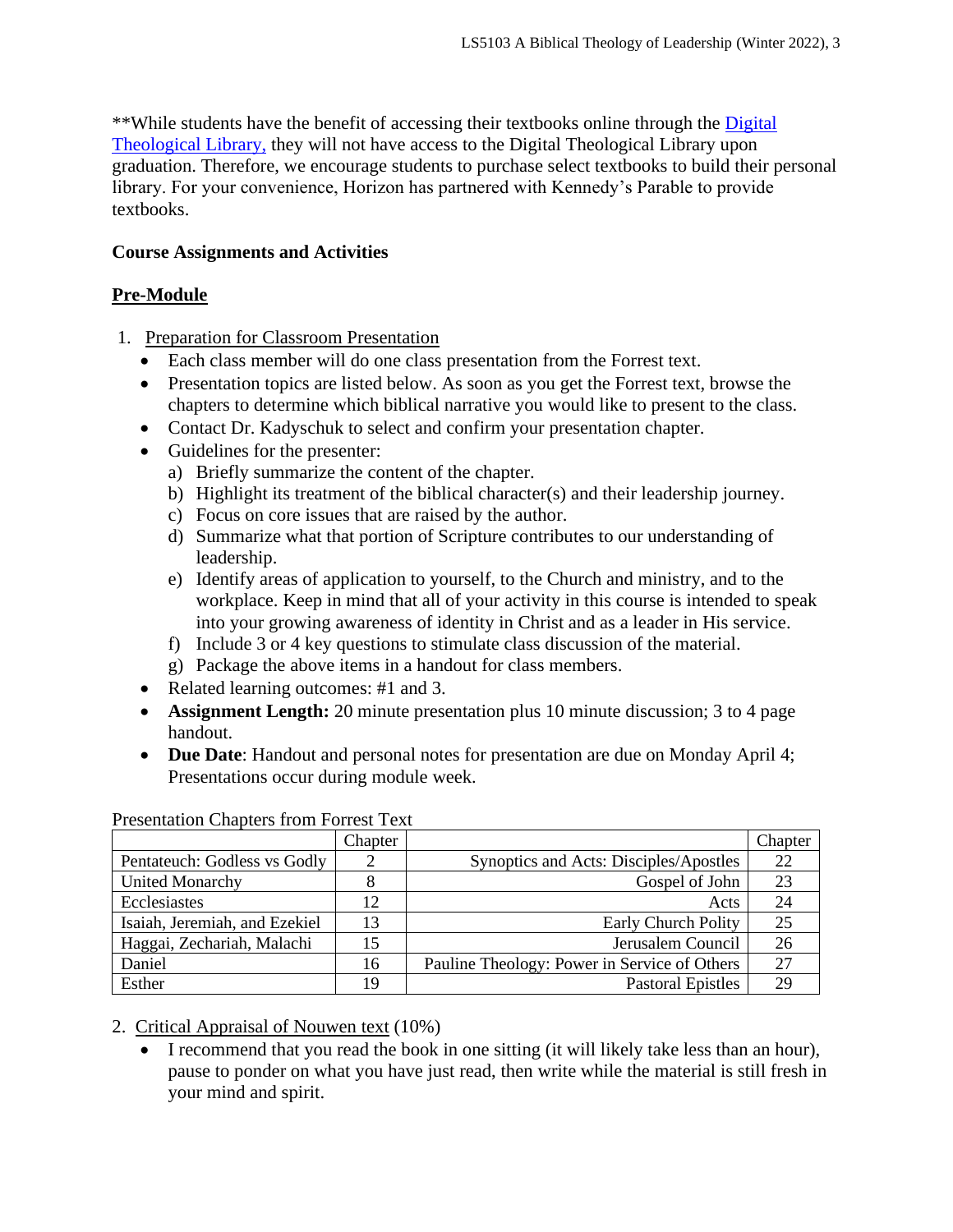**While students have the benefit of accessing their textbooks online through the [Digital Theological Library,](#) they will not have access to the Digital Theological Library upon graduation. Therefore, we encourage students to purchase select textbooks to build their personal library. For your convenience, Horizon has partnered with Kennedy's Parable to provide textbooks.

**Course Assignments and Activities**

**<u>Pre-Module</u>**

1. <u>Preparation for Classroom Presentation</u>
   - Each class member will do one class presentation from the Forrest text.
   - Presentation topics are listed below. As soon as you get the Forrest text, browse the chapters to determine which biblical narrative you would like to present to the class.
   - Contact Dr. Kadyschuk to select and confirm your presentation chapter.
   - Guidelines for the presenter:
     a) Briefly summarize the content of the chapter.
     b) Highlight its treatment of the biblical character(s) and their leadership journey.
     c) Focus on core issues that are raised by the author.
     d) Summarize what that portion of Scripture contributes to our understanding of leadership.
     e) Identify areas of application to yourself, to the Church and ministry, and to the workplace. Keep in mind that all of your activity in this course is intended to speak into your growing awareness of identity in Christ and as a leader in His service.
     f) Include 3 or 4 key questions to stimulate class discussion of the material.
     g) Package the above items in a handout for class members.
   - Related learning outcomes: #1 and 3.
   - **Assignment Length:** 20 minute presentation plus 10 minute discussion; 3 to 4 page handout.
   - **Due Date**: Handout and personal notes for presentation are due on Monday April 4; Presentations occur during module week.

Presentation Chapters from Forrest Text

| | Chapter | | Chapter |
|---|---|---|---|
| Pentateuch: Godless vs Godly | 2 | Synoptics and Acts: Disciples/Apostles | 22 |
| United Monarchy | 8 | Gospel of John | 23 |
| Ecclesiastes | 12 | Acts | 24 |
| Isaiah, Jeremiah, and Ezekiel | 13 | Early Church Polity | 25 |
| Haggai, Zechariah, Malachi | 15 | Jerusalem Council | 26 |
| Daniel | 16 | Pauline Theology: Power in Service of Others | 27 |
| Esther | 19 | Pastoral Epistles | 29 |

2. <u>Critical Appraisal of Nouwen text</u> (10%)
   - I recommend that you read the book in one sitting (it will likely take less than an hour), pause to ponder on what you have just read, then write while the material is still fresh in your mind and spirit.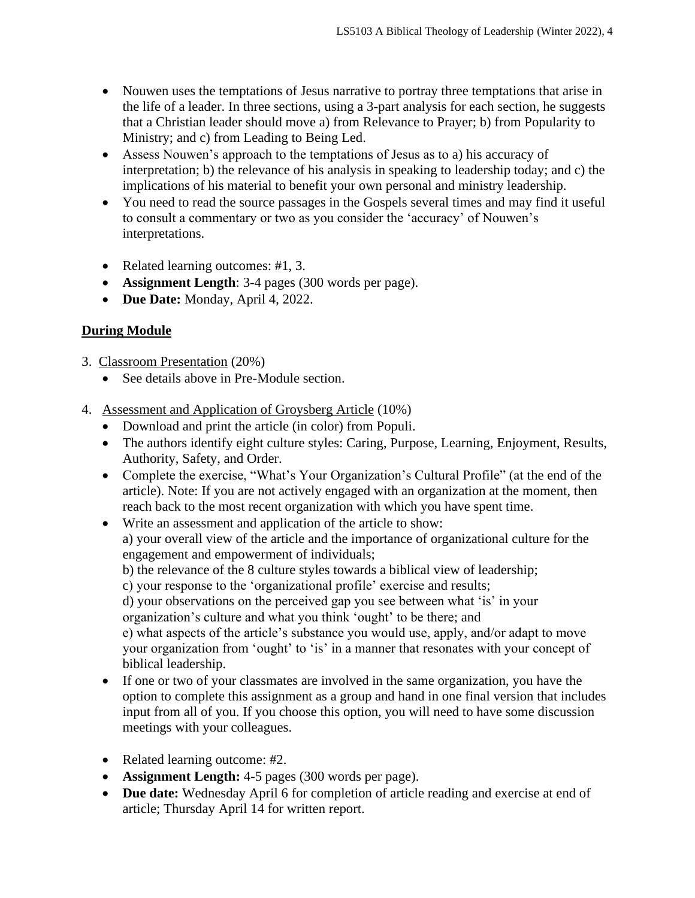- Nouwen uses the temptations of Jesus narrative to portray three temptations that arise in the life of a leader. In three sections, using a 3-part analysis for each section, he suggests that a Christian leader should move a) from Relevance to Prayer; b) from Popularity to Ministry; and c) from Leading to Being Led.
- Assess Nouwen's approach to the temptations of Jesus as to a) his accuracy of interpretation; b) the relevance of his analysis in speaking to leadership today; and c) the implications of his material to benefit your own personal and ministry leadership.
- You need to read the source passages in the Gospels several times and may find it useful to consult a commentary or two as you consider the 'accuracy' of Nouwen's interpretations.

- Related learning outcomes: #1, 3.
- **Assignment Length**: 3-4 pages (300 words per page).
- **Due Date:** Monday, April 4, 2022.

## During Module

3. Classroom Presentation (20%)
   - See details above in Pre-Module section.

4. Assessment and Application of Groysberg Article (10%)
   - Download and print the article (in color) from Populi.
   - The authors identify eight culture styles: Caring, Purpose, Learning, Enjoyment, Results, Authority, Safety, and Order.
   - Complete the exercise, "What's Your Organization's Cultural Profile" (at the end of the article). Note: If you are not actively engaged with an organization at the moment, then reach back to the most recent organization with which you have spent time.
   - Write an assessment and application of the article to show:
     a) your overall view of the article and the importance of organizational culture for the engagement and empowerment of individuals;
     b) the relevance of the 8 culture styles towards a biblical view of leadership;
     c) your response to the 'organizational profile' exercise and results;
     d) your observations on the perceived gap you see between what 'is' in your organization's culture and what you think 'ought' to be there; and
     e) what aspects of the article's substance you would use, apply, and/or adapt to move your organization from 'ought' to 'is' in a manner that resonates with your concept of biblical leadership.
   - If one or two of your classmates are involved in the same organization, you have the option to complete this assignment as a group and hand in one final version that includes input from all of you. If you choose this option, you will need to have some discussion meetings with your colleagues.

   - Related learning outcome: #2.
   - **Assignment Length:** 4-5 pages (300 words per page).
   - **Due date:** Wednesday April 6 for completion of article reading and exercise at end of article; Thursday April 14 for written report.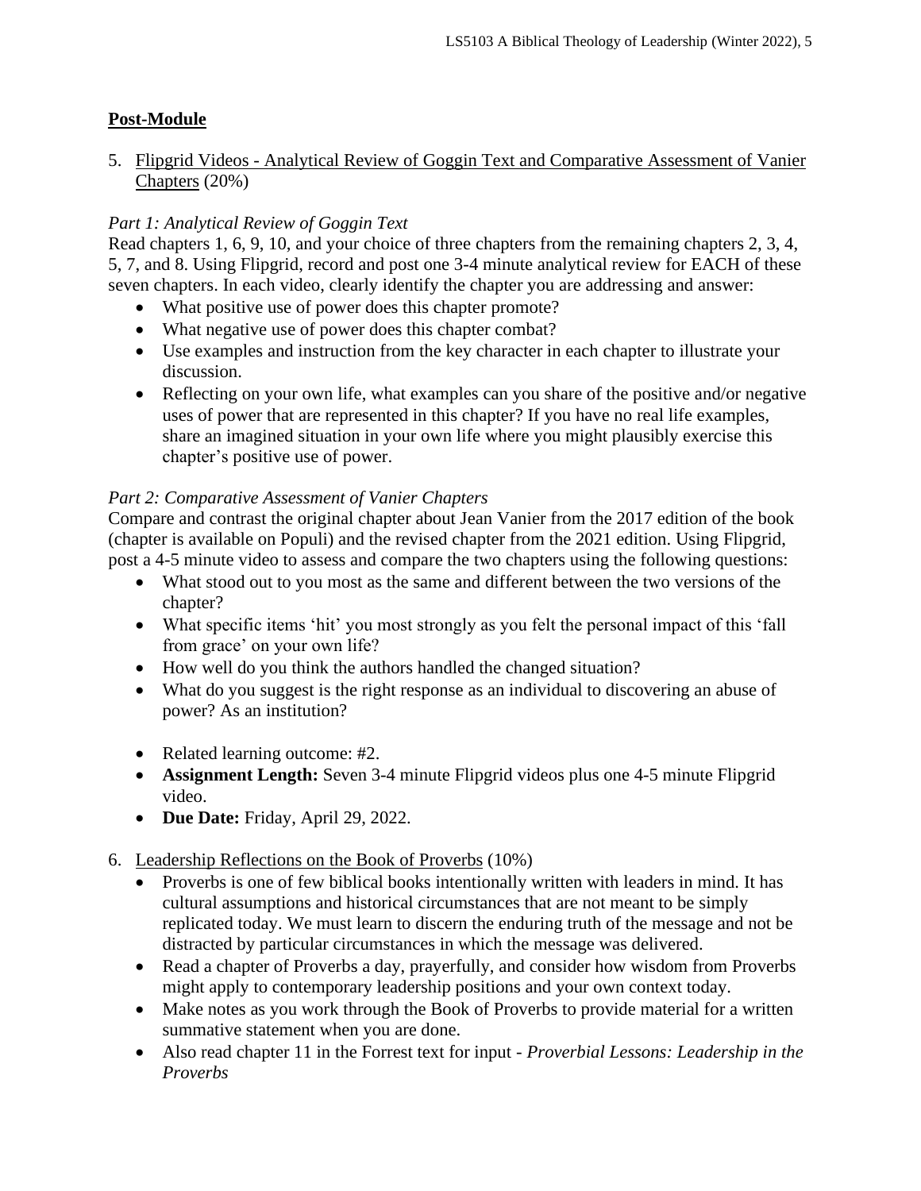**Post-Module**

5. Flipgrid Videos - Analytical Review of Goggin Text and Comparative Assessment of Vanier Chapters (20%)

*Part 1: Analytical Review of Goggin Text*
Read chapters 1, 6, 9, 10, and your choice of three chapters from the remaining chapters 2, 3, 4, 5, 7, and 8. Using Flipgrid, record and post one 3-4 minute analytical review for EACH of these seven chapters. In each video, clearly identify the chapter you are addressing and answer:

- What positive use of power does this chapter promote?
- What negative use of power does this chapter combat?
- Use examples and instruction from the key character in each chapter to illustrate your discussion.
- Reflecting on your own life, what examples can you share of the positive and/or negative uses of power that are represented in this chapter? If you have no real life examples, share an imagined situation in your own life where you might plausibly exercise this chapter's positive use of power.

*Part 2: Comparative Assessment of Vanier Chapters*
Compare and contrast the original chapter about Jean Vanier from the 2017 edition of the book (chapter is available on Populi) and the revised chapter from the 2021 edition. Using Flipgrid, post a 4-5 minute video to assess and compare the two chapters using the following questions:

- What stood out to you most as the same and different between the two versions of the chapter?
- What specific items 'hit' you most strongly as you felt the personal impact of this 'fall from grace' on your own life?
- How well do you think the authors handled the changed situation?
- What do you suggest is the right response as an individual to discovering an abuse of power? As an institution?

- Related learning outcome: #2.
- **Assignment Length:** Seven 3-4 minute Flipgrid videos plus one 4-5 minute Flipgrid video.
- **Due Date:** Friday, April 29, 2022.

6. Leadership Reflections on the Book of Proverbs (10%)
   - Proverbs is one of few biblical books intentionally written with leaders in mind. It has cultural assumptions and historical circumstances that are not meant to be simply replicated today. We must learn to discern the enduring truth of the message and not be distracted by particular circumstances in which the message was delivered.
   - Read a chapter of Proverbs a day, prayerfully, and consider how wisdom from Proverbs might apply to contemporary leadership positions and your own context today.
   - Make notes as you work through the Book of Proverbs to provide material for a written summative statement when you are done.
   - Also read chapter 11 in the Forrest text for input - *Proverbial Lessons: Leadership in the Proverbs*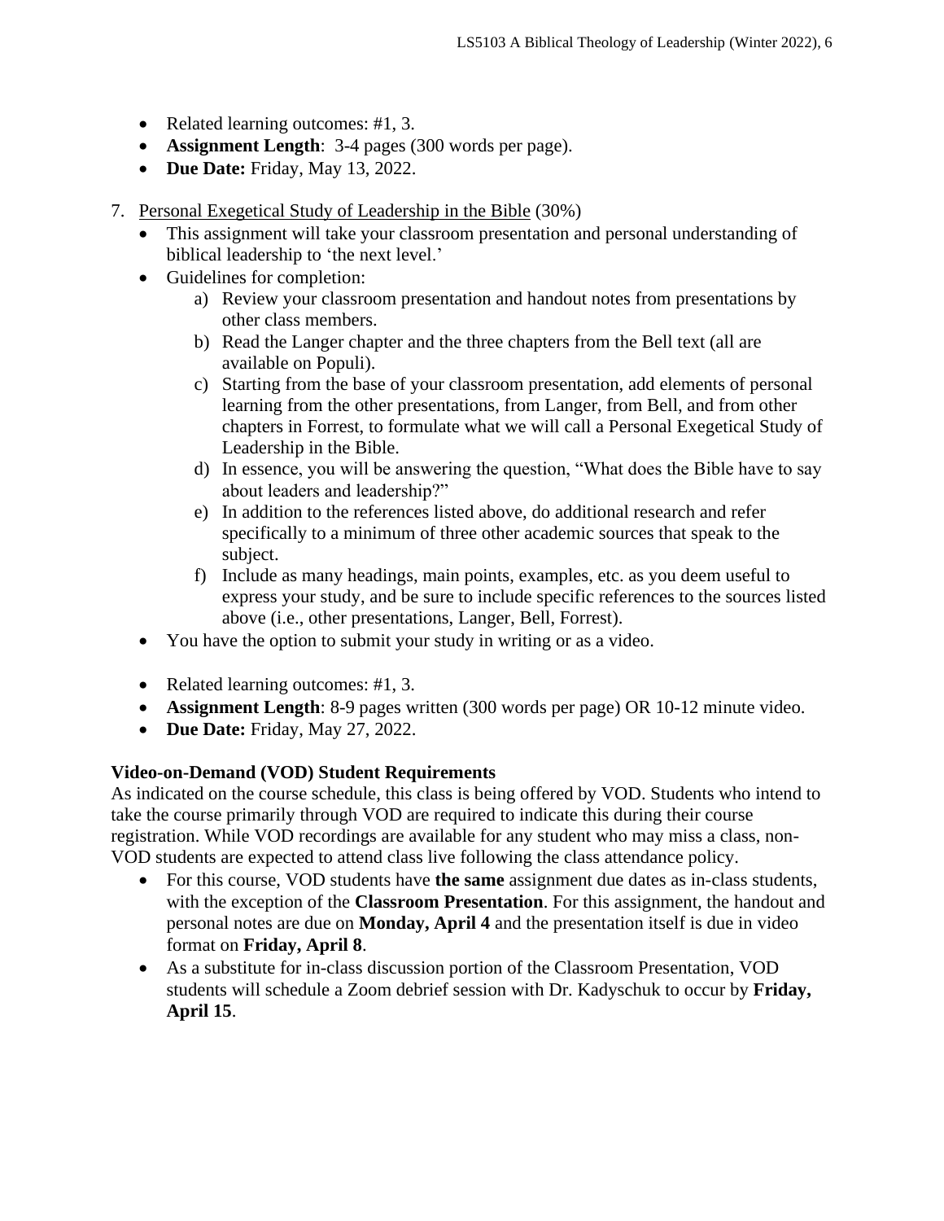- Related learning outcomes: #1, 3.
- **Assignment Length**: 3-4 pages (300 words per page).
- **Due Date:** Friday, May 13, 2022.

7. Personal Exegetical Study of Leadership in the Bible (30%)
   - This assignment will take your classroom presentation and personal understanding of biblical leadership to 'the next level.'
   - Guidelines for completion:
     a) Review your classroom presentation and handout notes from presentations by other class members.
     b) Read the Langer chapter and the three chapters from the Bell text (all are available on Populi).
     c) Starting from the base of your classroom presentation, add elements of personal learning from the other presentations, from Langer, from Bell, and from other chapters in Forrest, to formulate what we will call a Personal Exegetical Study of Leadership in the Bible.
     d) In essence, you will be answering the question, "What does the Bible have to say about leaders and leadership?"
     e) In addition to the references listed above, do additional research and refer specifically to a minimum of three other academic sources that speak to the subject.
     f) Include as many headings, main points, examples, etc. as you deem useful to express your study, and be sure to include specific references to the sources listed above (i.e., other presentations, Langer, Bell, Forrest).
   - You have the option to submit your study in writing or as a video.

   - Related learning outcomes: #1, 3.
   - **Assignment Length**: 8-9 pages written (300 words per page) OR 10-12 minute video.
   - **Due Date:** Friday, May 27, 2022.

**Video-on-Demand (VOD) Student Requirements**

As indicated on the course schedule, this class is being offered by VOD. Students who intend to take the course primarily through VOD are required to indicate this during their course registration. While VOD recordings are available for any student who may miss a class, non-VOD students are expected to attend class live following the class attendance policy.

- For this course, VOD students have **the same** assignment due dates as in-class students, with the exception of the **Classroom Presentation**. For this assignment, the handout and personal notes are due on **Monday, April 4** and the presentation itself is due in video format on **Friday, April 8**.
- As a substitute for in-class discussion portion of the Classroom Presentation, VOD students will schedule a Zoom debrief session with Dr. Kadyschuk to occur by **Friday, April 15**.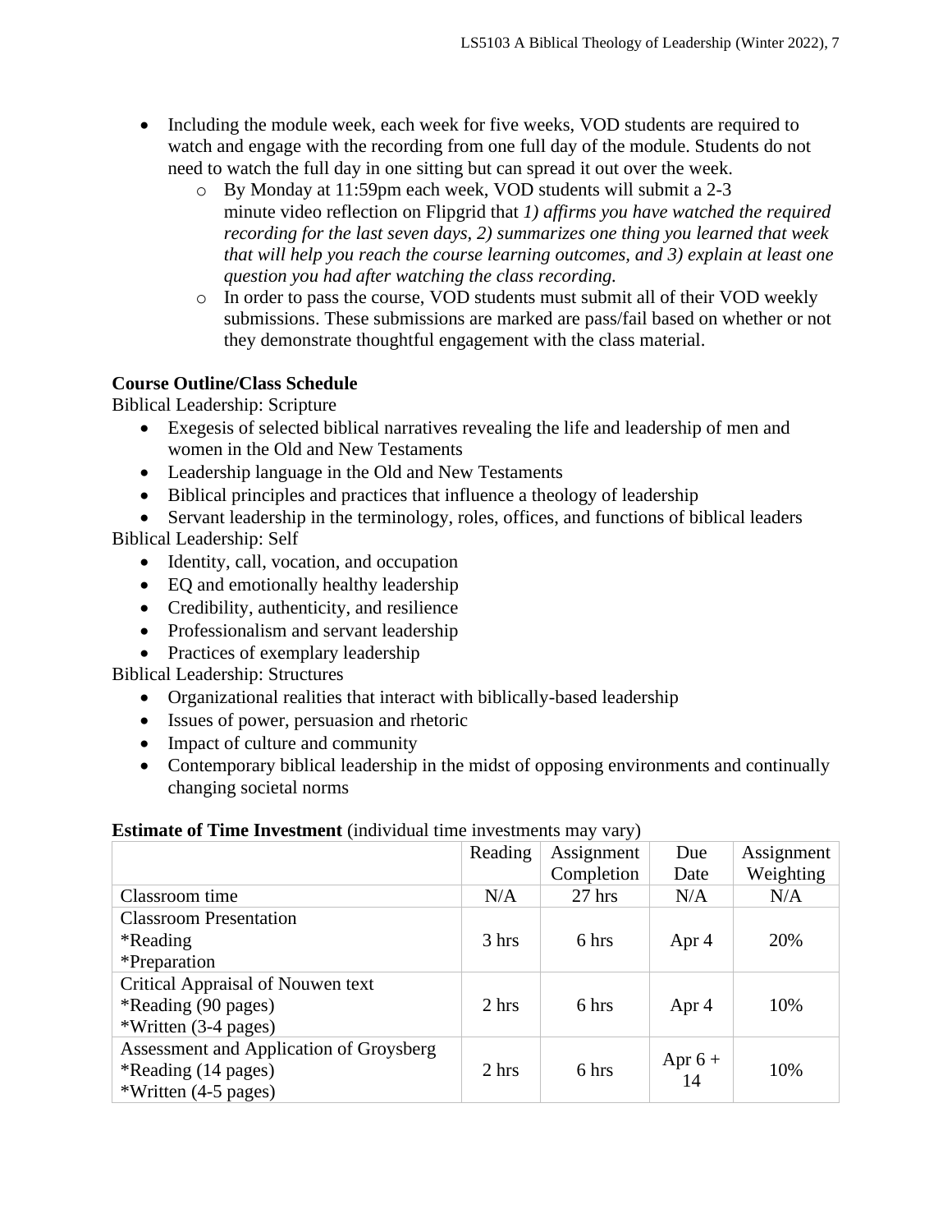- Including the module week, each week for five weeks, VOD students are required to watch and engage with the recording from one full day of the module. Students do not need to watch the full day in one sitting but can spread it out over the week.
    - By Monday at 11:59pm each week, VOD students will submit a 2-3 minute video reflection on Flipgrid that *1) affirms you have watched the required recording for the last seven days, 2) summarizes one thing you learned that week that will help you reach the course learning outcomes, and 3) explain at least one question you had after watching the class recording.*
    - In order to pass the course, VOD students must submit all of their VOD weekly submissions. These submissions are marked are pass/fail based on whether or not they demonstrate thoughtful engagement with the class material.

**Course Outline/Class Schedule**

Biblical Leadership: Scripture

- Exegesis of selected biblical narratives revealing the life and leadership of men and women in the Old and New Testaments
- Leadership language in the Old and New Testaments
- Biblical principles and practices that influence a theology of leadership
- Servant leadership in the terminology, roles, offices, and functions of biblical leaders

Biblical Leadership: Self

- Identity, call, vocation, and occupation
- EQ and emotionally healthy leadership
- Credibility, authenticity, and resilience
- Professionalism and servant leadership
- Practices of exemplary leadership

Biblical Leadership: Structures

- Organizational realities that interact with biblically-based leadership
- Issues of power, persuasion and rhetoric
- Impact of culture and community
- Contemporary biblical leadership in the midst of opposing environments and continually changing societal norms

**Estimate of Time Investment** (individual time investments may vary)

| | Reading | Assignment Completion | Due Date | Assignment Weighting |
|---|---|---|---|---|
| Classroom time | N/A | 27 hrs | N/A | N/A |
| Classroom Presentation<br>*Reading<br>*Preparation | 3 hrs | 6 hrs | Apr 4 | 20% |
| Critical Appraisal of Nouwen text<br>*Reading (90 pages)<br>*Written (3-4 pages) | 2 hrs | 6 hrs | Apr 4 | 10% |
| Assessment and Application of Groysberg<br>*Reading (14 pages)<br>*Written (4-5 pages) | 2 hrs | 6 hrs | Apr 6 + 14 | 10% |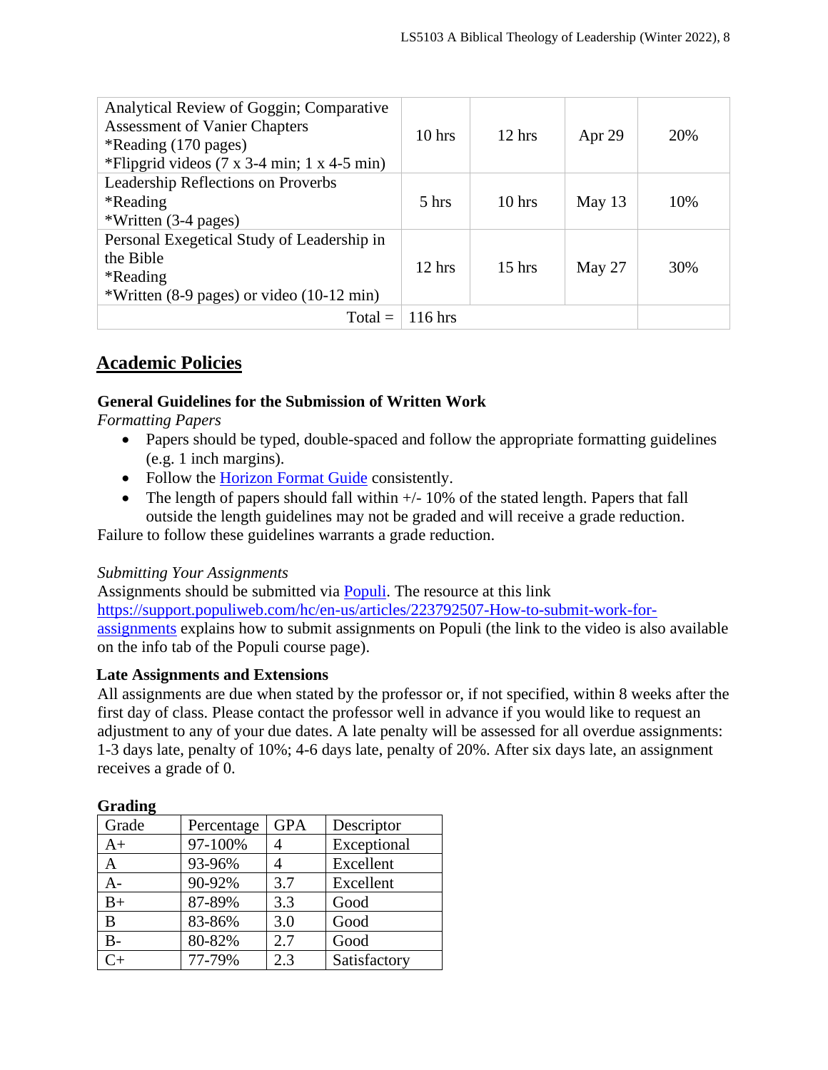| | | | | |
|---|---|---|---|---|
| Analytical Review of Goggin; Comparative Assessment of Vanier Chapters<br>*Reading (170 pages)<br>*Flipgrid videos (7 x 3-4 min; 1 x 4-5 min) | 10 hrs | 12 hrs | Apr 29 | 20% |
| Leadership Reflections on Proverbs<br>*Reading<br>*Written (3-4 pages) | 5 hrs | 10 hrs | May 13 | 10% |
| Personal Exegetical Study of Leadership in the Bible<br>*Reading<br>*Written (8-9 pages) or video (10-12 min) | 12 hrs | 15 hrs | May 27 | 30% |
| Total = | 116 hrs | | | |

## Academic Policies

### General Guidelines for the Submission of Written Work

*Formatting Papers*

- Papers should be typed, double-spaced and follow the appropriate formatting guidelines (e.g. 1 inch margins).
- Follow the Horizon Format Guide consistently.
- The length of papers should fall within +/- 10% of the stated length. Papers that fall outside the length guidelines may not be graded and will receive a grade reduction.

Failure to follow these guidelines warrants a grade reduction.

*Submitting Your Assignments*

Assignments should be submitted via Populi. The resource at this link https://support.populiweb.com/hc/en-us/articles/223792507-How-to-submit-work-for-assignments explains how to submit assignments on Populi (the link to the video is also available on the info tab of the Populi course page).

### Late Assignments and Extensions

All assignments are due when stated by the professor or, if not specified, within 8 weeks after the first day of class. Please contact the professor well in advance if you would like to request an adjustment to any of your due dates. A late penalty will be assessed for all overdue assignments: 1-3 days late, penalty of 10%; 4-6 days late, penalty of 20%. After six days late, an assignment receives a grade of 0.

### Grading

| Grade | Percentage | GPA | Descriptor |
|---|---|---|---|
| A+ | 97-100% | 4 | Exceptional |
| A | 93-96% | 4 | Excellent |
| A- | 90-92% | 3.7 | Excellent |
| B+ | 87-89% | 3.3 | Good |
| B | 83-86% | 3.0 | Good |
| B- | 80-82% | 2.7 | Good |
| C+ | 77-79% | 2.3 | Satisfactory |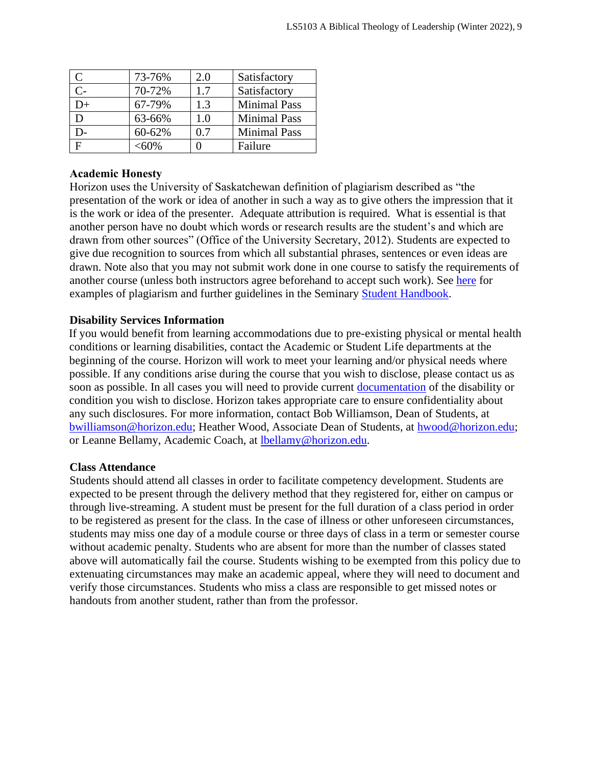| C | 73-76% | 2.0 | Satisfactory |
|---|---|---|---|
| C- | 70-72% | 1.7 | Satisfactory |
| D+ | 67-79% | 1.3 | Minimal Pass |
| D | 63-66% | 1.0 | Minimal Pass |
| D- | 60-62% | 0.7 | Minimal Pass |
| F | <60% | 0 | Failure |

**Academic Honesty**
Horizon uses the University of Saskatchewan definition of plagiarism described as "the presentation of the work or idea of another in such a way as to give others the impression that it is the work or idea of the presenter. Adequate attribution is required. What is essential is that another person have no doubt which words or research results are the student's and which are drawn from other sources" (Office of the University Secretary, 2012). Students are expected to give due recognition to sources from which all substantial phrases, sentences or even ideas are drawn. Note also that you may not submit work done in one course to satisfy the requirements of another course (unless both instructors agree beforehand to accept such work). See here for examples of plagiarism and further guidelines in the Seminary Student Handbook.

**Disability Services Information**
If you would benefit from learning accommodations due to pre-existing physical or mental health conditions or learning disabilities, contact the Academic or Student Life departments at the beginning of the course. Horizon will work to meet your learning and/or physical needs where possible. If any conditions arise during the course that you wish to disclose, please contact us as soon as possible. In all cases you will need to provide current documentation of the disability or condition you wish to disclose. Horizon takes appropriate care to ensure confidentiality about any such disclosures. For more information, contact Bob Williamson, Dean of Students, at bwilliamson@horizon.edu; Heather Wood, Associate Dean of Students, at hwood@horizon.edu; or Leanne Bellamy, Academic Coach, at lbellamy@horizon.edu.

**Class Attendance**
Students should attend all classes in order to facilitate competency development. Students are expected to be present through the delivery method that they registered for, either on campus or through live-streaming. A student must be present for the full duration of a class period in order to be registered as present for the class. In the case of illness or other unforeseen circumstances, students may miss one day of a module course or three days of class in a term or semester course without academic penalty. Students who are absent for more than the number of classes stated above will automatically fail the course. Students wishing to be exempted from this policy due to extenuating circumstances may make an academic appeal, where they will need to document and verify those circumstances. Students who miss a class are responsible to get missed notes or handouts from another student, rather than from the professor.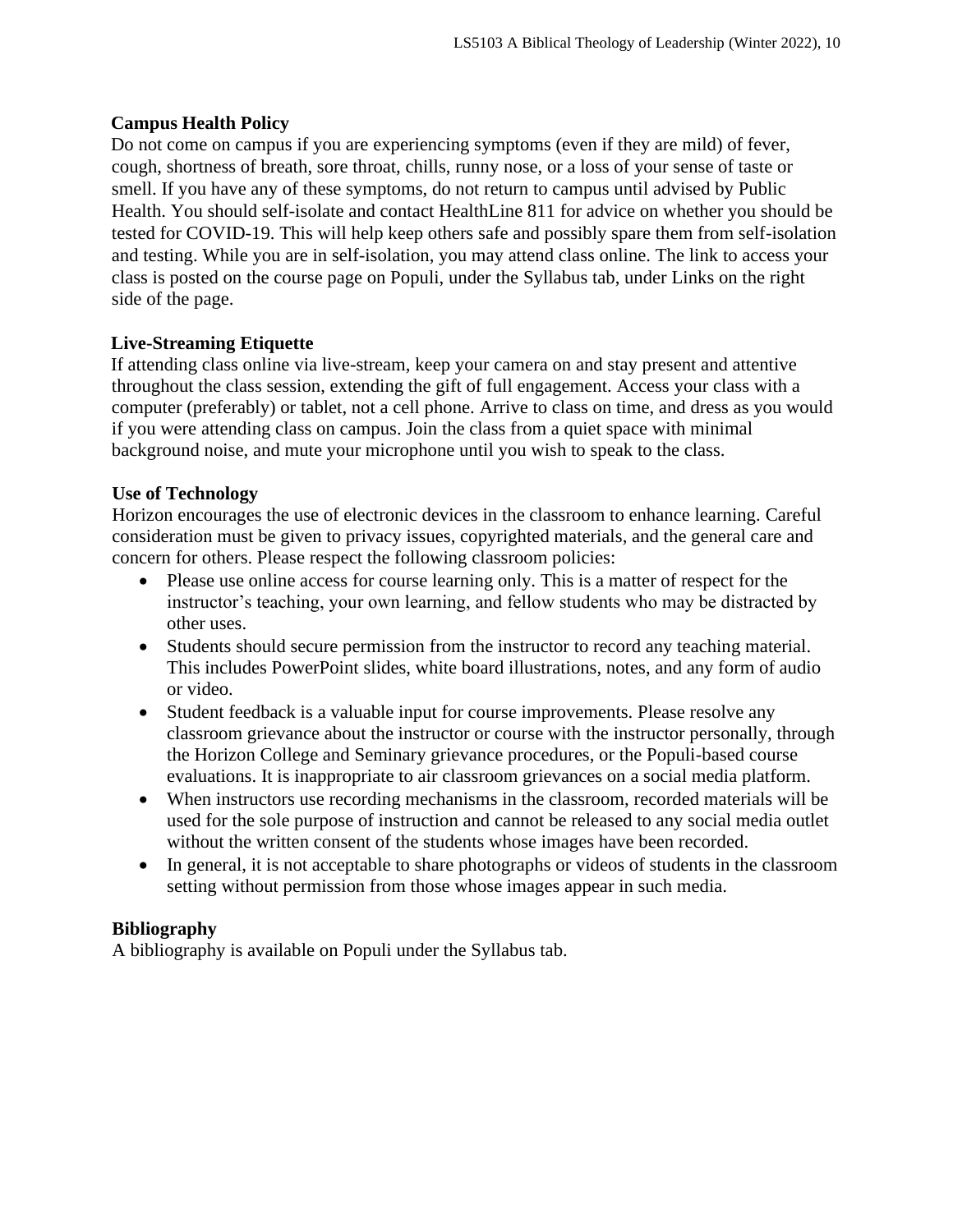**Campus Health Policy**

Do not come on campus if you are experiencing symptoms (even if they are mild) of fever, cough, shortness of breath, sore throat, chills, runny nose, or a loss of your sense of taste or smell. If you have any of these symptoms, do not return to campus until advised by Public Health. You should self-isolate and contact HealthLine 811 for advice on whether you should be tested for COVID-19. This will help keep others safe and possibly spare them from self-isolation and testing. While you are in self-isolation, you may attend class online. The link to access your class is posted on the course page on Populi, under the Syllabus tab, under Links on the right side of the page.

**Live-Streaming Etiquette**

If attending class online via live-stream, keep your camera on and stay present and attentive throughout the class session, extending the gift of full engagement. Access your class with a computer (preferably) or tablet, not a cell phone. Arrive to class on time, and dress as you would if you were attending class on campus. Join the class from a quiet space with minimal background noise, and mute your microphone until you wish to speak to the class.

**Use of Technology**

Horizon encourages the use of electronic devices in the classroom to enhance learning. Careful consideration must be given to privacy issues, copyrighted materials, and the general care and concern for others. Please respect the following classroom policies:

- Please use online access for course learning only. This is a matter of respect for the instructor's teaching, your own learning, and fellow students who may be distracted by other uses.
- Students should secure permission from the instructor to record any teaching material. This includes PowerPoint slides, white board illustrations, notes, and any form of audio or video.
- Student feedback is a valuable input for course improvements. Please resolve any classroom grievance about the instructor or course with the instructor personally, through the Horizon College and Seminary grievance procedures, or the Populi-based course evaluations. It is inappropriate to air classroom grievances on a social media platform.
- When instructors use recording mechanisms in the classroom, recorded materials will be used for the sole purpose of instruction and cannot be released to any social media outlet without the written consent of the students whose images have been recorded.
- In general, it is not acceptable to share photographs or videos of students in the classroom setting without permission from those whose images appear in such media.

**Bibliography**

A bibliography is available on Populi under the Syllabus tab.